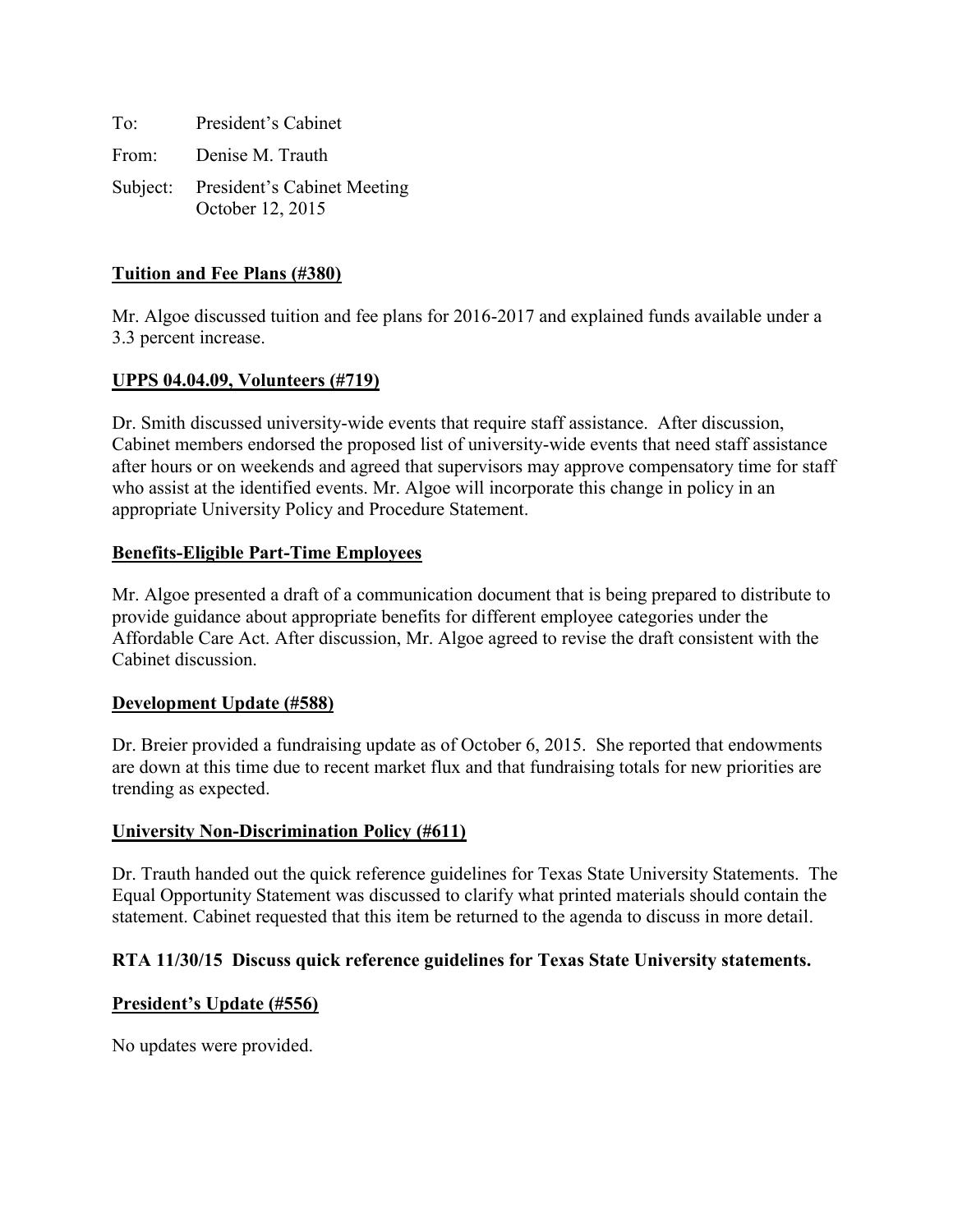To: President's Cabinet

From: Denise M. Trauth

Subject: President's Cabinet Meeting
October 12, 2015

**Tuition and Fee Plans (#380)**

Mr. Algoe discussed tuition and fee plans for 2016-2017 and explained funds available under a 3.3 percent increase.

**UPPS 04.04.09, Volunteers (#719)**

Dr. Smith discussed university-wide events that require staff assistance. After discussion, Cabinet members endorsed the proposed list of university-wide events that need staff assistance after hours or on weekends and agreed that supervisors may approve compensatory time for staff who assist at the identified events. Mr. Algoe will incorporate this change in policy in an appropriate University Policy and Procedure Statement.

**Benefits-Eligible Part-Time Employees**

Mr. Algoe presented a draft of a communication document that is being prepared to distribute to provide guidance about appropriate benefits for different employee categories under the Affordable Care Act. After discussion, Mr. Algoe agreed to revise the draft consistent with the Cabinet discussion.

**Development Update (#588)**

Dr. Breier provided a fundraising update as of October 6, 2015. She reported that endowments are down at this time due to recent market flux and that fundraising totals for new priorities are trending as expected.

**University Non-Discrimination Policy (#611)**

Dr. Trauth handed out the quick reference guidelines for Texas State University Statements. The Equal Opportunity Statement was discussed to clarify what printed materials should contain the statement. Cabinet requested that this item be returned to the agenda to discuss in more detail.

**RTA 11/30/15 Discuss quick reference guidelines for Texas State University statements.**

**President's Update (#556)**

No updates were provided.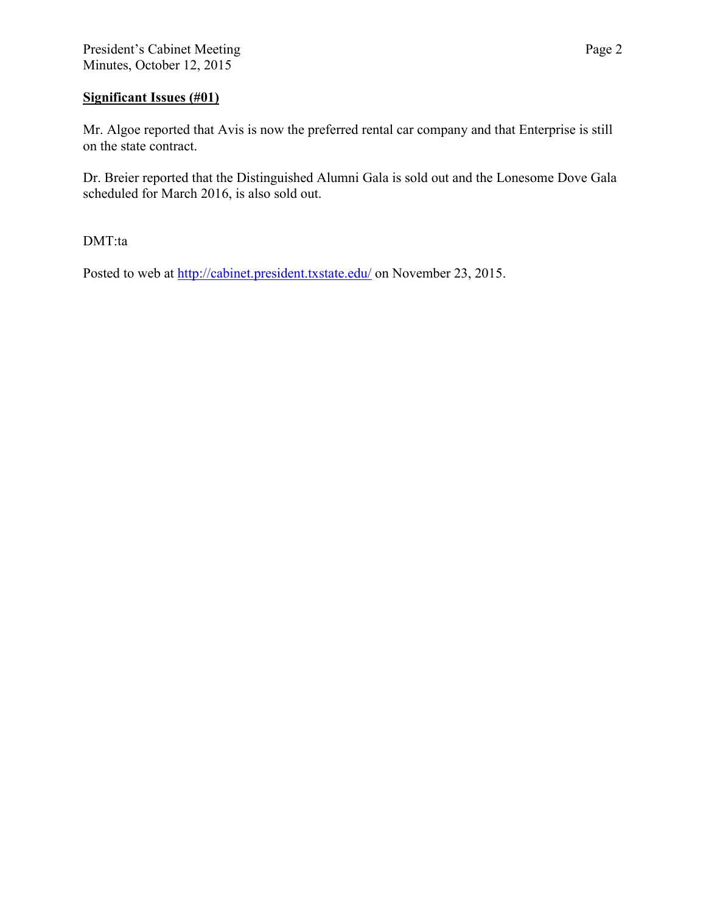**Significant Issues (#01)**

Mr. Algoe reported that Avis is now the preferred rental car company and that Enterprise is still on the state contract.

Dr. Breier reported that the Distinguished Alumni Gala is sold out and the Lonesome Dove Gala scheduled for March 2016, is also sold out.

DMT:ta

Posted to web at http://cabinet.president.txstate.edu/ on November 23, 2015.